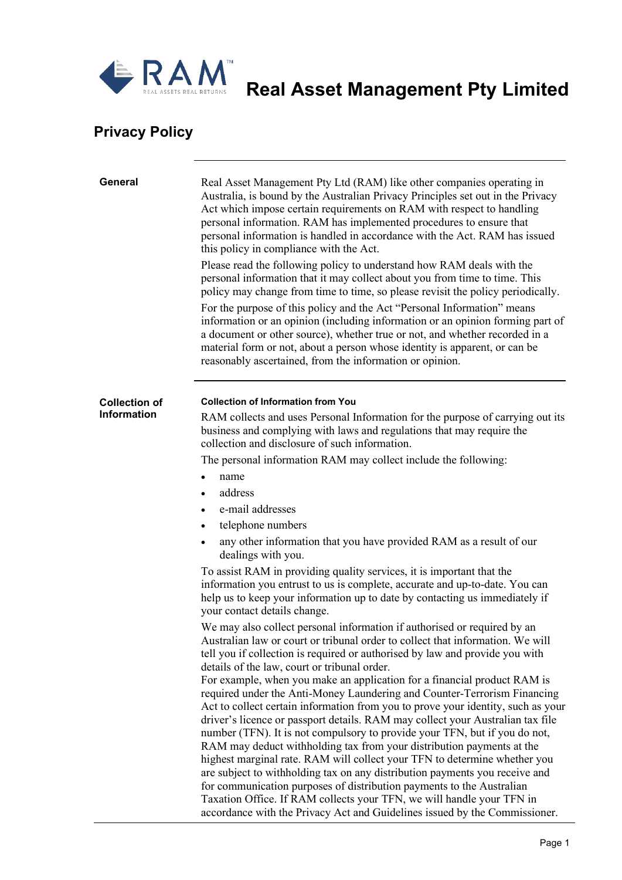# Real Asset Management Pty Limited

## Privacy Policy

### General

Real Asset Management Pty Ltd (RAM) like other companies operating in Australia, is bound by the Australian Privacy Principles set out in the Privacy Act which impose certain requirements on RAM with respect to handling personal information. RAM has implemented procedures to ensure that personal information is handled in accordance with the Act. RAM has issued this policy in compliance with the Act.

Please read the following policy to understand how RAM deals with the personal information that it may collect about you from time to time. This policy may change from time to time, so please revisit the policy periodically.

For the purpose of this policy and the Act "Personal Information" means information or an opinion (including information or an opinion forming part of a document or other source), whether true or not, and whether recorded in a material form or not, about a person whose identity is apparent, or can be reasonably ascertained, from the information or opinion.

### Collection of Information

**Collection of Information from You**

RAM collects and uses Personal Information for the purpose of carrying out its business and complying with laws and regulations that may require the collection and disclosure of such information.

The personal information RAM may collect include the following:

- name
- address
- e-mail addresses
- telephone numbers
- any other information that you have provided RAM as a result of our dealings with you.

To assist RAM in providing quality services, it is important that the information you entrust to us is complete, accurate and up-to-date. You can help us to keep your information up to date by contacting us immediately if your contact details change.

We may also collect personal information if authorised or required by an Australian law or court or tribunal order to collect that information. We will tell you if collection is required or authorised by law and provide you with details of the law, court or tribunal order.

For example, when you make an application for a financial product RAM is required under the Anti-Money Laundering and Counter-Terrorism Financing Act to collect certain information from you to prove your identity, such as your driver's licence or passport details. RAM may collect your Australian tax file number (TFN). It is not compulsory to provide your TFN, but if you do not, RAM may deduct withholding tax from your distribution payments at the highest marginal rate. RAM will collect your TFN to determine whether you are subject to withholding tax on any distribution payments you receive and for communication purposes of distribution payments to the Australian Taxation Office. If RAM collects your TFN, we will handle your TFN in accordance with the Privacy Act and Guidelines issued by the Commissioner.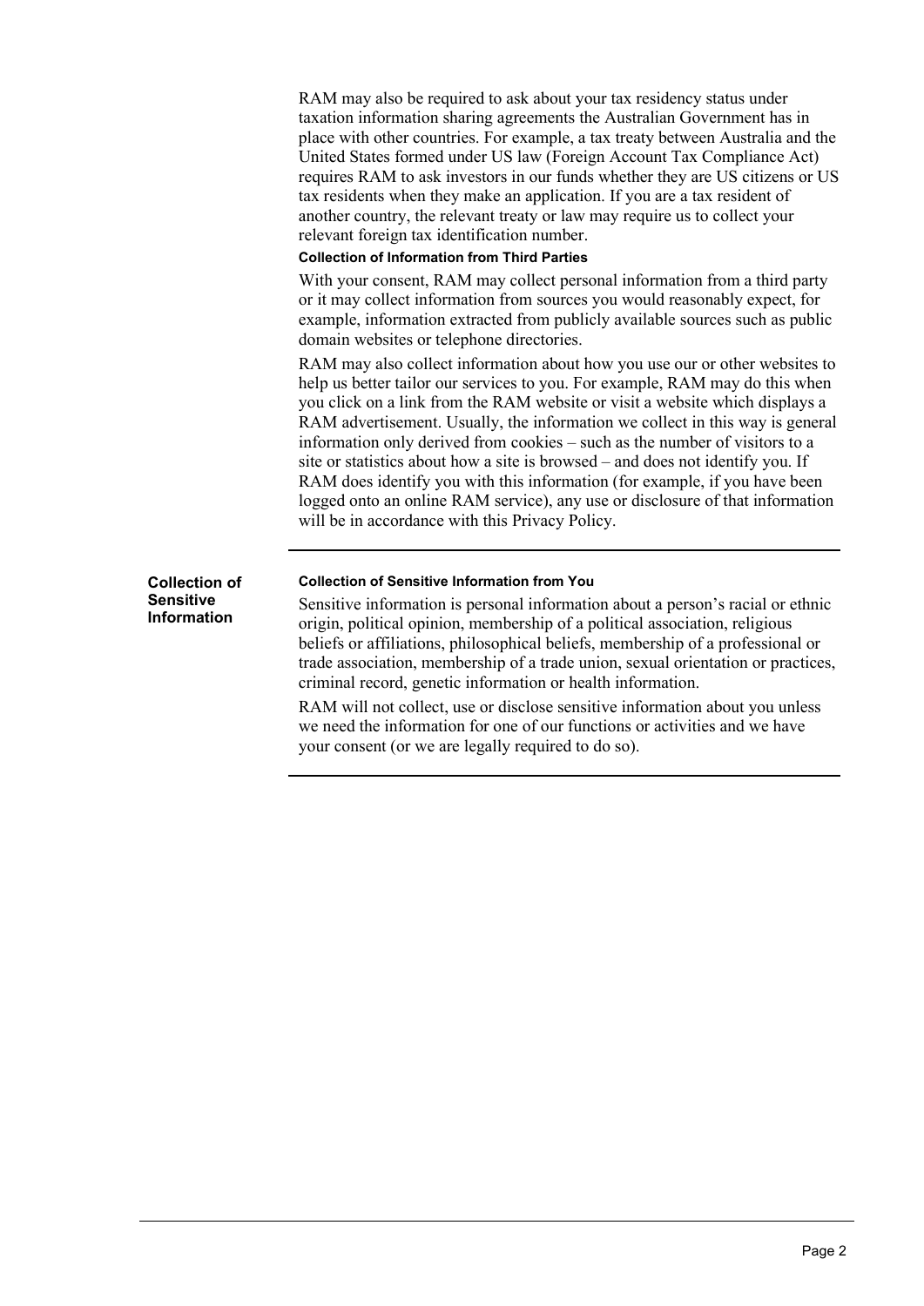RAM may also be required to ask about your tax residency status under taxation information sharing agreements the Australian Government has in place with other countries. For example, a tax treaty between Australia and the United States formed under US law (Foreign Account Tax Compliance Act) requires RAM to ask investors in our funds whether they are US citizens or US tax residents when they make an application. If you are a tax resident of another country, the relevant treaty or law may require us to collect your relevant foreign tax identification number.

#### Collection of Information from Third Parties

With your consent, RAM may collect personal information from a third party or it may collect information from sources you would reasonably expect, for example, information extracted from publicly available sources such as public domain websites or telephone directories.

RAM may also collect information about how you use our or other websites to help us better tailor our services to you. For example, RAM may do this when you click on a link from the RAM website or visit a website which displays a RAM advertisement. Usually, the information we collect in this way is general information only derived from cookies – such as the number of visitors to a site or statistics about how a site is browsed – and does not identify you. If RAM does identify you with this information (for example, if you have been logged onto an online RAM service), any use or disclosure of that information will be in accordance with this Privacy Policy.

---

### Collection of Sensitive Information

#### Collection of Sensitive Information from You

Sensitive information is personal information about a person's racial or ethnic origin, political opinion, membership of a political association, religious beliefs or affiliations, philosophical beliefs, membership of a professional or trade association, membership of a trade union, sexual orientation or practices, criminal record, genetic information or health information.

RAM will not collect, use or disclose sensitive information about you unless we need the information for one of our functions or activities and we have your consent (or we are legally required to do so).

---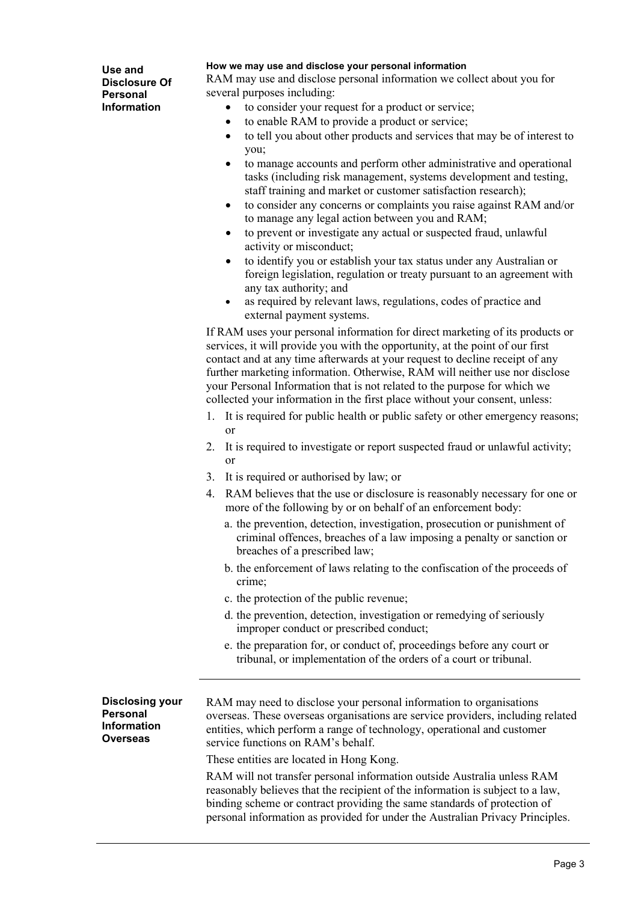## Use and Disclosure Of Personal Information

**How we may use and disclose your personal information**

RAM may use and disclose personal information we collect about you for several purposes including:

- to consider your request for a product or service;
- to enable RAM to provide a product or service;
- to tell you about other products and services that may be of interest to you;
- to manage accounts and perform other administrative and operational tasks (including risk management, systems development and testing, staff training and market or customer satisfaction research);
- to consider any concerns or complaints you raise against RAM and/or to manage any legal action between you and RAM;
- to prevent or investigate any actual or suspected fraud, unlawful activity or misconduct;
- to identify you or establish your tax status under any Australian or foreign legislation, regulation or treaty pursuant to an agreement with any tax authority; and
- as required by relevant laws, regulations, codes of practice and external payment systems.

If RAM uses your personal information for direct marketing of its products or services, it will provide you with the opportunity, at the point of our first contact and at any time afterwards at your request to decline receipt of any further marketing information. Otherwise, RAM will neither use nor disclose your Personal Information that is not related to the purpose for which we collected your information in the first place without your consent, unless:

1. It is required for public health or public safety or other emergency reasons; or
2. It is required to investigate or report suspected fraud or unlawful activity; or
3. It is required or authorised by law; or
4. RAM believes that the use or disclosure is reasonably necessary for one or more of the following by or on behalf of an enforcement body:
   a. the prevention, detection, investigation, prosecution or punishment of criminal offences, breaches of a law imposing a penalty or sanction or breaches of a prescribed law;
   b. the enforcement of laws relating to the confiscation of the proceeds of crime;
   c. the protection of the public revenue;
   d. the prevention, detection, investigation or remedying of seriously improper conduct or prescribed conduct;
   e. the preparation for, or conduct of, proceedings before any court or tribunal, or implementation of the orders of a court or tribunal.

## Disclosing your Personal Information Overseas

RAM may need to disclose your personal information to organisations overseas. These overseas organisations are service providers, including related entities, which perform a range of technology, operational and customer service functions on RAM's behalf.

These entities are located in Hong Kong.

RAM will not transfer personal information outside Australia unless RAM reasonably believes that the recipient of the information is subject to a law, binding scheme or contract providing the same standards of protection of personal information as provided for under the Australian Privacy Principles.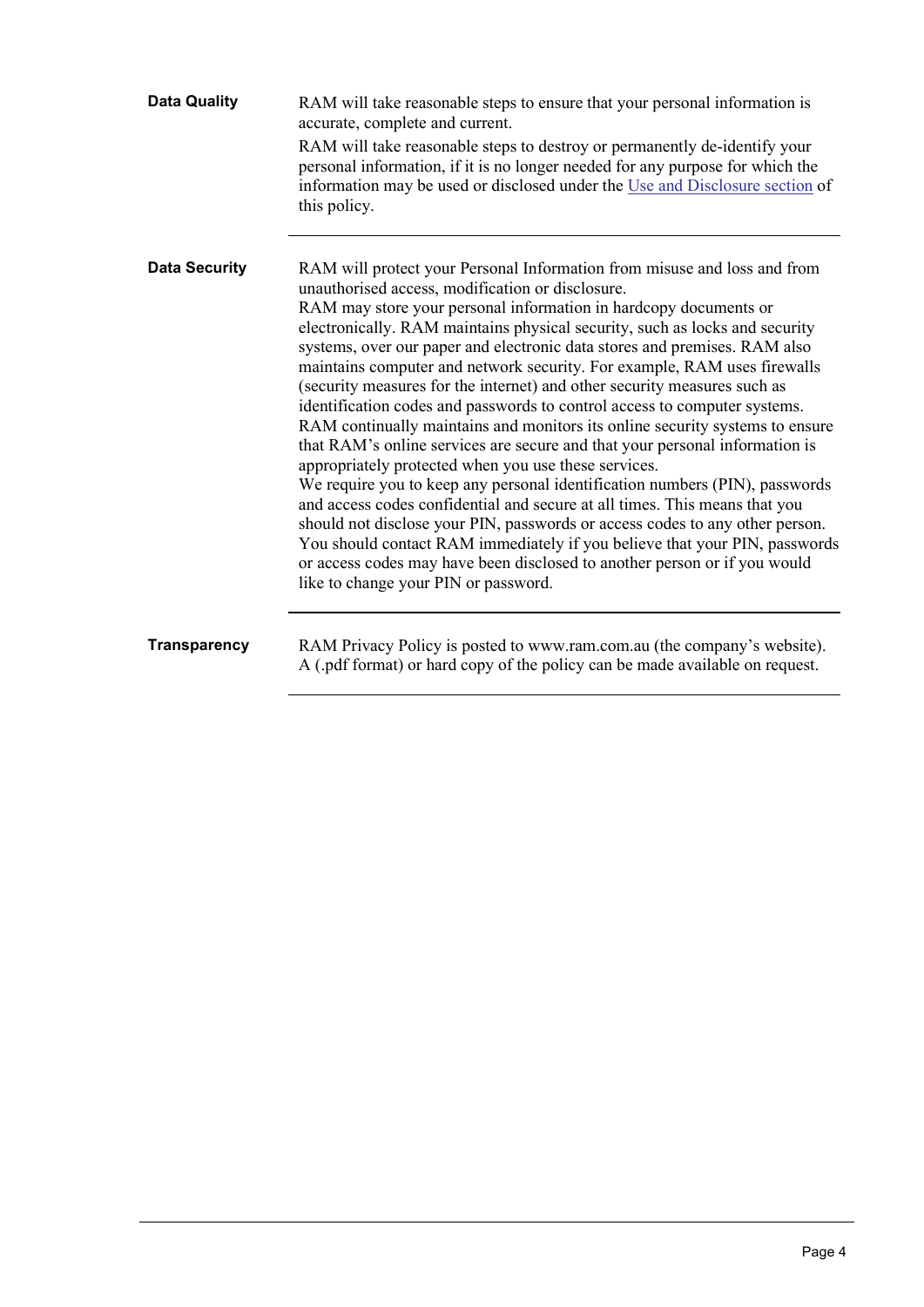**Data Quality**

RAM will take reasonable steps to ensure that your personal information is accurate, complete and current.

RAM will take reasonable steps to destroy or permanently de-identify your personal information, if it is no longer needed for any purpose for which the information may be used or disclosed under the Use and Disclosure section of this policy.

---

**Data Security**

RAM will protect your Personal Information from misuse and loss and from unauthorised access, modification or disclosure.

RAM may store your personal information in hardcopy documents or electronically. RAM maintains physical security, such as locks and security systems, over our paper and electronic data stores and premises. RAM also maintains computer and network security. For example, RAM uses firewalls (security measures for the internet) and other security measures such as identification codes and passwords to control access to computer systems. RAM continually maintains and monitors its online security systems to ensure that RAM's online services are secure and that your personal information is appropriately protected when you use these services.

We require you to keep any personal identification numbers (PIN), passwords and access codes confidential and secure at all times. This means that you should not disclose your PIN, passwords or access codes to any other person. You should contact RAM immediately if you believe that your PIN, passwords or access codes may have been disclosed to another person or if you would like to change your PIN or password.

---

**Transparency**

RAM Privacy Policy is posted to www.ram.com.au (the company's website). A (.pdf format) or hard copy of the policy can be made available on request.

---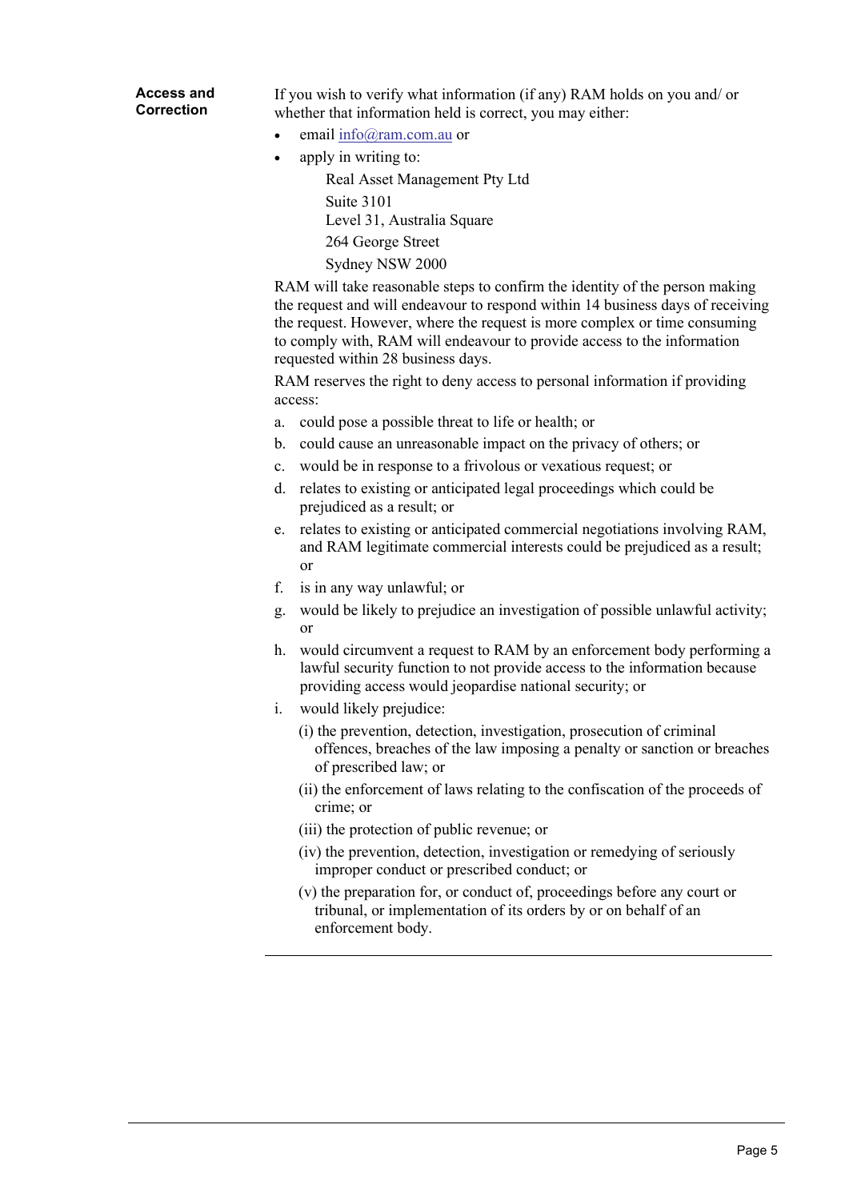**Access and Correction**

If you wish to verify what information (if any) RAM holds on you and/ or whether that information held is correct, you may either:

- email info@ram.com.au or
- apply in writing to:

  Real Asset Management Pty Ltd
  Suite 3101
  Level 31, Australia Square
  264 George Street
  Sydney NSW 2000

RAM will take reasonable steps to confirm the identity of the person making the request and will endeavour to respond within 14 business days of receiving the request. However, where the request is more complex or time consuming to comply with, RAM will endeavour to provide access to the information requested within 28 business days.

RAM reserves the right to deny access to personal information if providing access:

a. could pose a possible threat to life or health; or
b. could cause an unreasonable impact on the privacy of others; or
c. would be in response to a frivolous or vexatious request; or
d. relates to existing or anticipated legal proceedings which could be prejudiced as a result; or
e. relates to existing or anticipated commercial negotiations involving RAM, and RAM legitimate commercial interests could be prejudiced as a result; or
f. is in any way unlawful; or
g. would be likely to prejudice an investigation of possible unlawful activity; or
h. would circumvent a request to RAM by an enforcement body performing a lawful security function to not provide access to the information because providing access would jeopardise national security; or
i. would likely prejudice:
   (i) the prevention, detection, investigation, prosecution of criminal offences, breaches of the law imposing a penalty or sanction or breaches of prescribed law; or
   (ii) the enforcement of laws relating to the confiscation of the proceeds of crime; or
   (iii) the protection of public revenue; or
   (iv) the prevention, detection, investigation or remedying of seriously improper conduct or prescribed conduct; or
   (v) the preparation for, or conduct of, proceedings before any court or tribunal, or implementation of its orders by or on behalf of an enforcement body.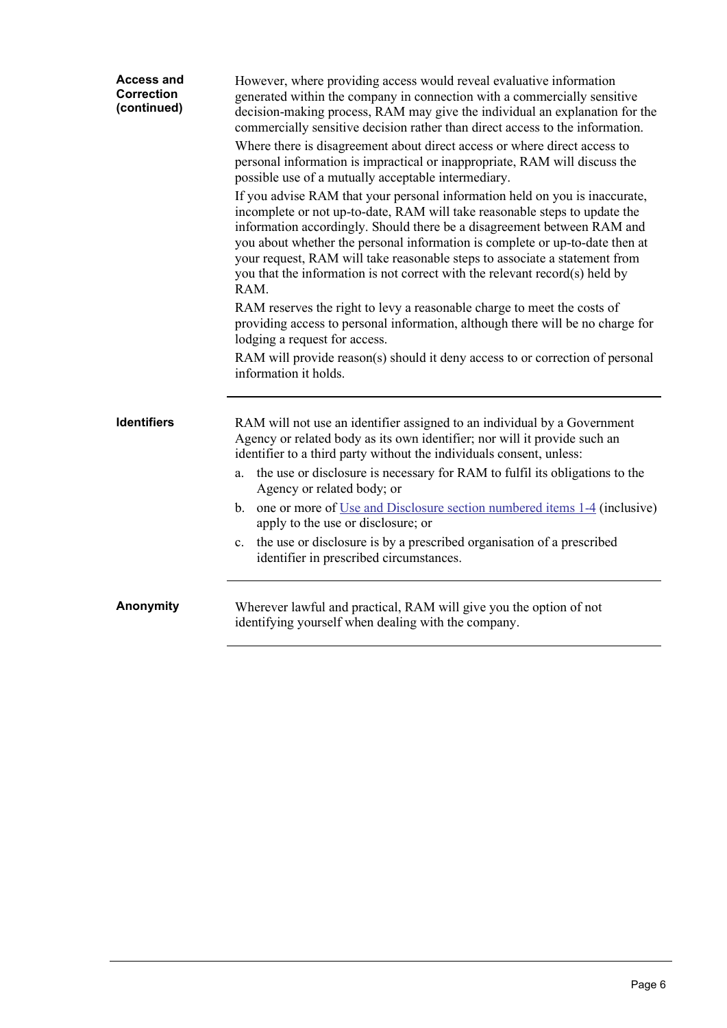### Access and Correction (continued)

However, where providing access would reveal evaluative information generated within the company in connection with a commercially sensitive decision-making process, RAM may give the individual an explanation for the commercially sensitive decision rather than direct access to the information.

Where there is disagreement about direct access or where direct access to personal information is impractical or inappropriate, RAM will discuss the possible use of a mutually acceptable intermediary.

If you advise RAM that your personal information held on you is inaccurate, incomplete or not up-to-date, RAM will take reasonable steps to update the information accordingly. Should there be a disagreement between RAM and you about whether the personal information is complete or up-to-date then at your request, RAM will take reasonable steps to associate a statement from you that the information is not correct with the relevant record(s) held by RAM.

RAM reserves the right to levy a reasonable charge to meet the costs of providing access to personal information, although there will be no charge for lodging a request for access.

RAM will provide reason(s) should it deny access to or correction of personal information it holds.

---

### Identifiers

RAM will not use an identifier assigned to an individual by a Government Agency or related body as its own identifier; nor will it provide such an identifier to a third party without the individuals consent, unless:

a. the use or disclosure is necessary for RAM to fulfil its obligations to the Agency or related body; or
b. one or more of Use and Disclosure section numbered items 1-4 (inclusive) apply to the use or disclosure; or
c. the use or disclosure is by a prescribed organisation of a prescribed identifier in prescribed circumstances.

---

### Anonymity

Wherever lawful and practical, RAM will give you the option of not identifying yourself when dealing with the company.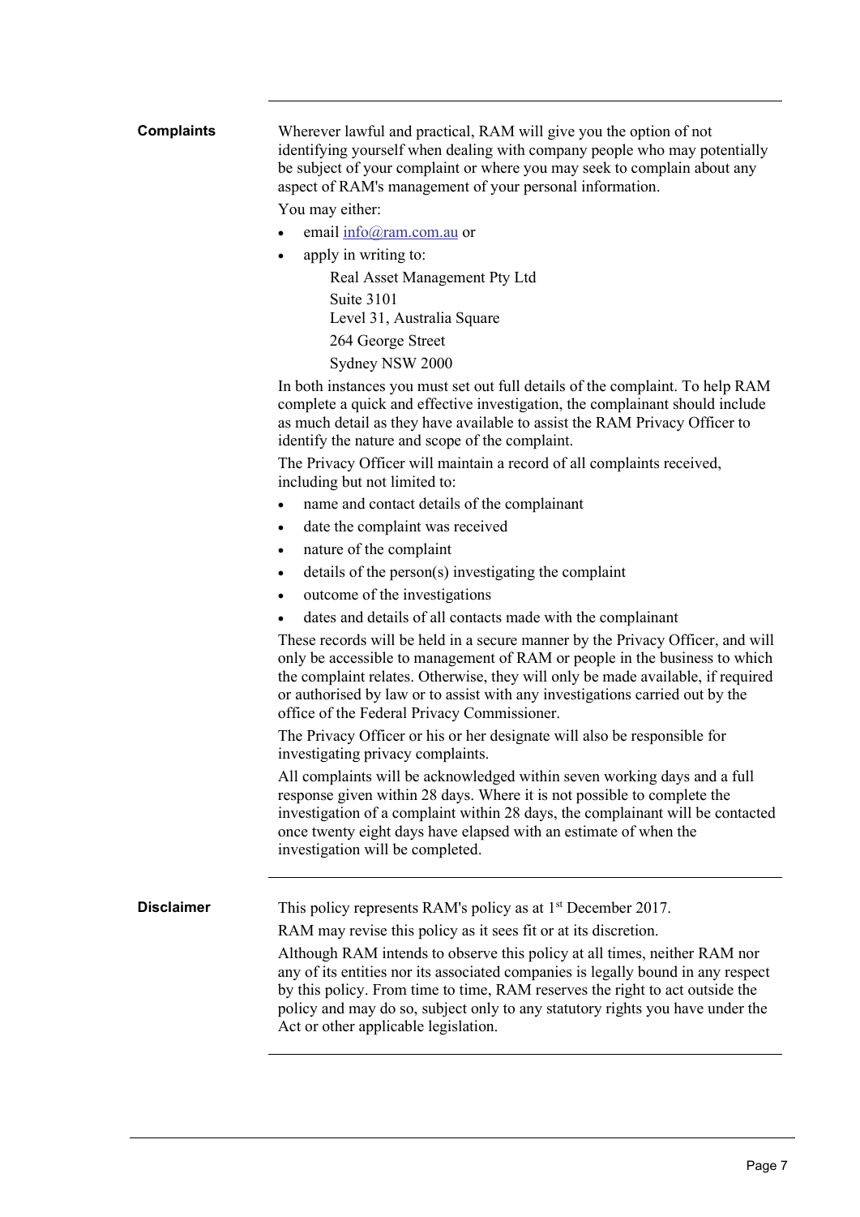## Complaints

Wherever lawful and practical, RAM will give you the option of not identifying yourself when dealing with company people who may potentially be subject of your complaint or where you may seek to complain about any aspect of RAM's management of your personal information.

You may either:

- email info@ram.com.au or
- apply in writing to:

  Real Asset Management Pty Ltd
  Suite 3101
  Level 31, Australia Square
  264 George Street
  Sydney NSW 2000

In both instances you must set out full details of the complaint. To help RAM complete a quick and effective investigation, the complainant should include as much detail as they have available to assist the RAM Privacy Officer to identify the nature and scope of the complaint.

The Privacy Officer will maintain a record of all complaints received, including but not limited to:

- name and contact details of the complainant
- date the complaint was received
- nature of the complaint
- details of the person(s) investigating the complaint
- outcome of the investigations
- dates and details of all contacts made with the complainant

These records will be held in a secure manner by the Privacy Officer, and will only be accessible to management of RAM or people in the business to which the complaint relates. Otherwise, they will only be made available, if required or authorised by law or to assist with any investigations carried out by the office of the Federal Privacy Commissioner.

The Privacy Officer or his or her designate will also be responsible for investigating privacy complaints.

All complaints will be acknowledged within seven working days and a full response given within 28 days. Where it is not possible to complete the investigation of a complaint within 28 days, the complainant will be contacted once twenty eight days have elapsed with an estimate of when the investigation will be completed.

## Disclaimer

This policy represents RAM's policy as at 1st December 2017.

RAM may revise this policy as it sees fit or at its discretion.

Although RAM intends to observe this policy at all times, neither RAM nor any of its entities nor its associated companies is legally bound in any respect by this policy. From time to time, RAM reserves the right to act outside the policy and may do so, subject only to any statutory rights you have under the Act or other applicable legislation.